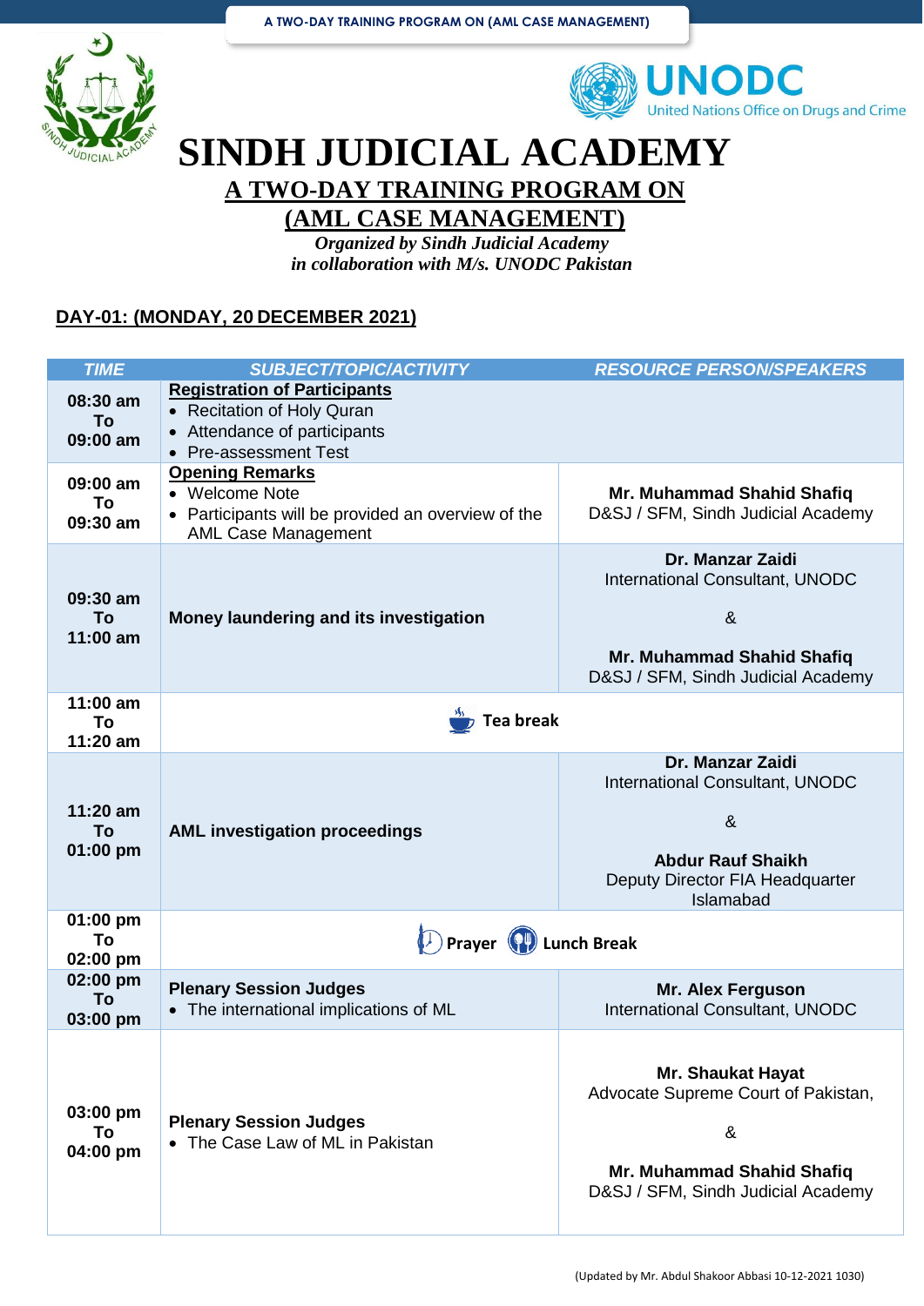# SINDH JUDICIAL ACADEMY

## A TWO-DAY TRAINING PROGRAM ON (AML CASE MANAGEMENT)

*Organized by Sindh Judicial Academy*
*in collaboration with M/s. UNODC Pakistan*

### DAY-01: (MONDAY, 20 DECEMBER 2021)

| TIME | SUBJECT/TOPIC/ACTIVITY | RESOURCE PERSON/SPEAKERS |
|---|---|---|
| **08:30 am To 09:00 am** | **Registration of Participants**<br>• Recitation of Holy Quran<br>• Attendance of participants<br>• Pre-assessment Test | |
| **09:00 am To 09:30 am** | **Opening Remarks**<br>• Welcome Note<br>• Participants will be provided an overview of the AML Case Management | **Mr. Muhammad Shahid Shafiq**<br>D&SJ / SFM, Sindh Judicial Academy |
| **09:30 am To 11:00 am** | **Money laundering and its investigation** | **Dr. Manzar Zaidi**<br>International Consultant, UNODC<br>&<br>**Mr. Muhammad Shahid Shafiq**<br>D&SJ / SFM, Sindh Judicial Academy |
| **11:00 am To 11:20 am** | **Tea break** | |
| **11:20 am To 01:00 pm** | **AML investigation proceedings** | **Dr. Manzar Zaidi**<br>International Consultant, UNODC<br>&<br>**Abdur Rauf Shaikh**<br>Deputy Director FIA Headquarter Islamabad |
| **01:00 pm To 02:00 pm** | **Prayer Lunch Break** | |
| **02:00 pm To 03:00 pm** | **Plenary Session Judges**<br>• The international implications of ML | **Mr. Alex Ferguson**<br>International Consultant, UNODC |
| **03:00 pm To 04:00 pm** | **Plenary Session Judges**<br>• The Case Law of ML in Pakistan | **Mr. Shaukat Hayat**<br>Advocate Supreme Court of Pakistan,<br>&<br>**Mr. Muhammad Shahid Shafiq**<br>D&SJ / SFM, Sindh Judicial Academy |

(Updated by Mr. Abdul Shakoor Abbasi 10-12-2021 1030)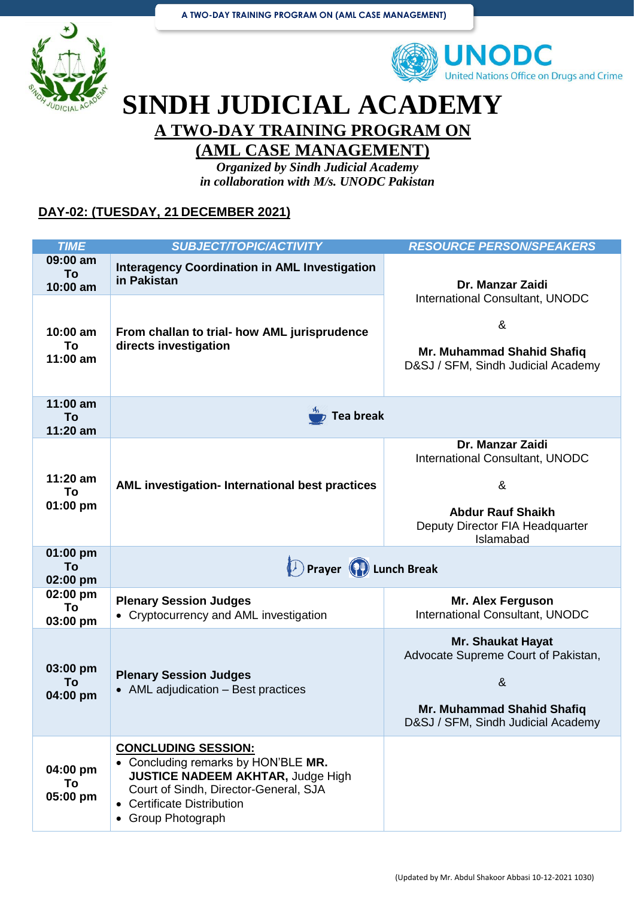# SINDH JUDICIAL ACADEMY

## A TWO-DAY TRAINING PROGRAM ON (AML CASE MANAGEMENT)

*Organized by Sindh Judicial Academy*
*in collaboration with M/s. UNODC Pakistan*

### DAY-02: (TUESDAY, 21 DECEMBER 2021)

| TIME | SUBJECT/TOPIC/ACTIVITY | RESOURCE PERSON/SPEAKERS |
|---|---|---|
| **09:00 am To 10:00 am** | **Interagency Coordination in AML Investigation in Pakistan** | **Dr. Manzar Zaidi** International Consultant, UNODC & **Mr. Muhammad Shahid Shafiq** D&SJ / SFM, Sindh Judicial Academy |
| **10:00 am To 11:00 am** | **From challan to trial- how AML jurisprudence directs investigation** | |
| **11:00 am To 11:20 am** | **Tea break** | |
| **11:20 am To 01:00 pm** | **AML investigation- International best practices** | **Dr. Manzar Zaidi** International Consultant, UNODC & **Abdur Rauf Shaikh** Deputy Director FIA Headquarter Islamabad |
| **01:00 pm To 02:00 pm** | **Prayer Lunch Break** | |
| **02:00 pm To 03:00 pm** | **Plenary Session Judges** • Cryptocurrency and AML investigation | **Mr. Alex Ferguson** International Consultant, UNODC |
| **03:00 pm To 04:00 pm** | **Plenary Session Judges** • AML adjudication – Best practices | **Mr. Shaukat Hayat** Advocate Supreme Court of Pakistan, & **Mr. Muhammad Shahid Shafiq** D&SJ / SFM, Sindh Judicial Academy |
| **04:00 pm To 05:00 pm** | **CONCLUDING SESSION:** • Concluding remarks by HON'BLE **MR. JUSTICE NADEEM AKHTAR,** Judge High Court of Sindh, Director-General, SJA • Certificate Distribution • Group Photograph | |

(Updated by Mr. Abdul Shakoor Abbasi 10-12-2021 1030)